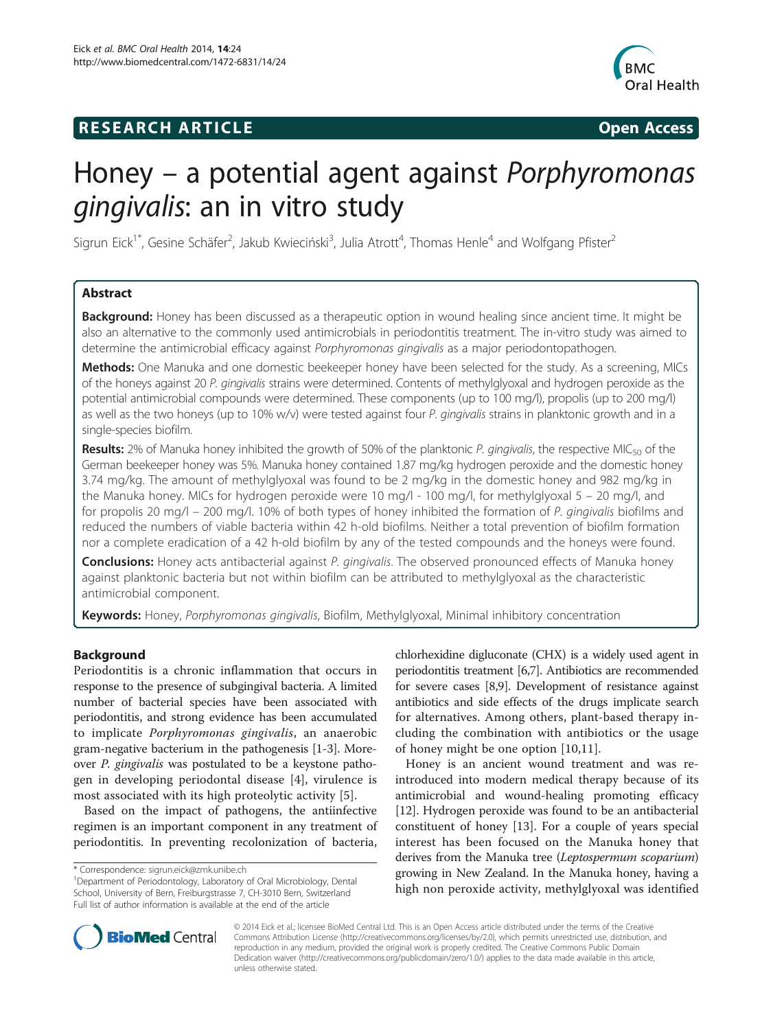# Honey – a potential agent against *Porphyromonas gingivalis*: an in vitro study

Sigrun Eick[1*], Gesine Schäfer[2], Jakub Kwieciński[3], Julia Atrott[4], Thomas Henle[4] and Wolfgang Pfister[2]

## Abstract

**Background:** Honey has been discussed as a therapeutic option in wound healing since ancient time. It might be also an alternative to the commonly used antimicrobials in periodontitis treatment. The in-vitro study was aimed to determine the antimicrobial efficacy against *Porphyromonas gingivalis* as a major periodontopathogen.

**Methods:** One Manuka and one domestic beekeeper honey have been selected for the study. As a screening, MICs of the honeys against 20 *P. gingivalis* strains were determined. Contents of methylglyoxal and hydrogen peroxide as the potential antimicrobial compounds were determined. These components (up to 100 mg/l), propolis (up to 200 mg/l) as well as the two honeys (up to 10% w/v) were tested against four *P. gingivalis* strains in planktonic growth and in a single-species biofilm.

**Results:** 2% of Manuka honey inhibited the growth of 50% of the planktonic *P. gingivalis*, the respective $MIC_{50}$ of the German beekeeper honey was 5%. Manuka honey contained 1.87 mg/kg hydrogen peroxide and the domestic honey 3.74 mg/kg. The amount of methylglyoxal was found to be 2 mg/kg in the domestic honey and 982 mg/kg in the Manuka honey. MICs for hydrogen peroxide were 10 mg/l - 100 mg/l, for methylglyoxal 5 – 20 mg/l, and for propolis 20 mg/l – 200 mg/l. 10% of both types of honey inhibited the formation of *P. gingivalis* biofilms and reduced the numbers of viable bacteria within 42 h-old biofilms. Neither a total prevention of biofilm formation nor a complete eradication of a 42 h-old biofilm by any of the tested compounds and the honeys were found.

**Conclusions:** Honey acts antibacterial against *P. gingivalis*. The observed pronounced effects of Manuka honey against planktonic bacteria but not within biofilm can be attributed to methylglyoxal as the characteristic antimicrobial component.

**Keywords:** Honey, *Porphyromonas gingivalis*, Biofilm, Methylglyoxal, Minimal inhibitory concentration

## Background

Periodontitis is a chronic inflammation that occurs in response to the presence of subgingival bacteria. A limited number of bacterial species have been associated with periodontitis, and strong evidence has been accumulated to implicate *Porphyromonas gingivalis*, an anaerobic gram-negative bacterium in the pathogenesis [1-3]. Moreover *P. gingivalis* was postulated to be a keystone pathogen in developing periodontal disease [4], virulence is most associated with its high proteolytic activity [5].

Based on the impact of pathogens, the antiinfective regimen is an important component in any treatment of periodontitis. In preventing recolonization of bacteria, chlorhexidine digluconate (CHX) is a widely used agent in periodontitis treatment [6,7]. Antibiotics are recommended for severe cases [8,9]. Development of resistance against antibiotics and side effects of the drugs implicate search for alternatives. Among others, plant-based therapy including the combination with antibiotics or the usage of honey might be one option [10,11].

Honey is an ancient wound treatment and was reintroduced into modern medical therapy because of its antimicrobial and wound-healing promoting efficacy [12]. Hydrogen peroxide was found to be an antibacterial constituent of honey [13]. For a couple of years special interest has been focused on the Manuka honey that derives from the Manuka tree (*Leptospermum scoparium*) growing in New Zealand. In the Manuka honey, having a high non peroxide activity, methylglyoxal was identified

\* Correspondence: sigrun.eick@zmk.unibe.ch
[1]Department of Periodontology, Laboratory of Oral Microbiology, Dental School, University of Bern, Freiburgstrasse 7, CH-3010 Bern, Switzerland
Full list of author information is available at the end of the article

© 2014 Eick et al.; licensee BioMed Central Ltd. This is an Open Access article distributed under the terms of the Creative Commons Attribution License (http://creativecommons.org/licenses/by/2.0), which permits unrestricted use, distribution, and reproduction in any medium, provided the original work is properly credited. The Creative Commons Public Domain Dedication waiver (http://creativecommons.org/publicdomain/zero/1.0/) applies to the data made available in this article, unless otherwise stated.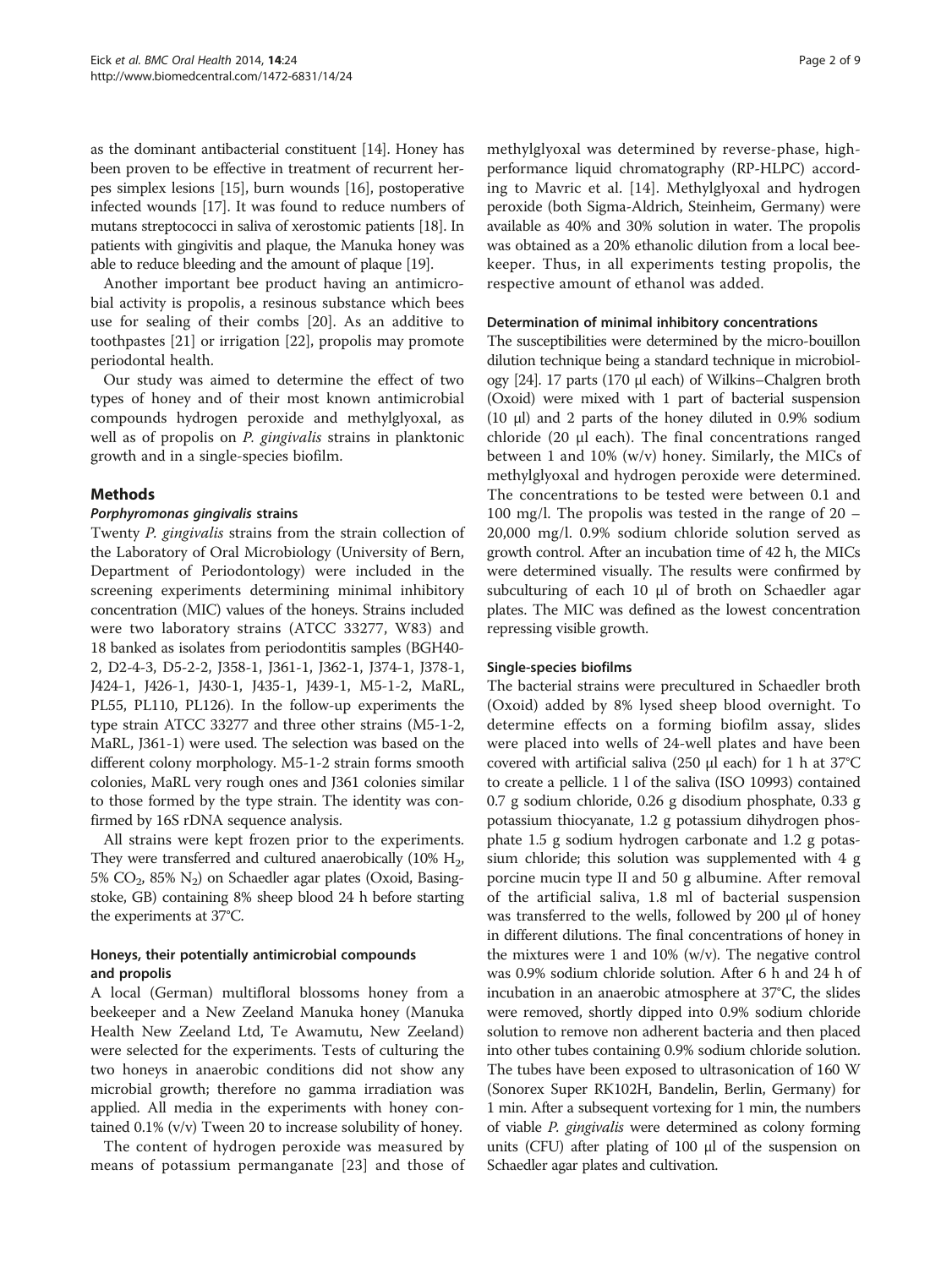as the dominant antibacterial constituent [14]. Honey has been proven to be effective in treatment of recurrent herpes simplex lesions [15], burn wounds [16], postoperative infected wounds [17]. It was found to reduce numbers of mutans streptococci in saliva of xerostomic patients [18]. In patients with gingivitis and plaque, the Manuka honey was able to reduce bleeding and the amount of plaque [19].

Another important bee product having an antimicrobial activity is propolis, a resinous substance which bees use for sealing of their combs [20]. As an additive to toothpastes [21] or irrigation [22], propolis may promote periodontal health.

Our study was aimed to determine the effect of two types of honey and of their most known antimicrobial compounds hydrogen peroxide and methylglyoxal, as well as of propolis on *P. gingivalis* strains in planktonic growth and in a single-species biofilm.

## Methods

### *Porphyromonas gingivalis* strains

Twenty *P. gingivalis* strains from the strain collection of the Laboratory of Oral Microbiology (University of Bern, Department of Periodontology) were included in the screening experiments determining minimal inhibitory concentration (MIC) values of the honeys. Strains included were two laboratory strains (ATCC 33277, W83) and 18 banked as isolates from periodontitis samples (BGH40-2, D2-4-3, D5-2-2, J358-1, J361-1, J362-1, J374-1, J378-1, J424-1, J426-1, J430-1, J435-1, J439-1, M5-1-2, MaRL, PL55, PL110, PL126). In the follow-up experiments the type strain ATCC 33277 and three other strains (M5-1-2, MaRL, J361-1) were used. The selection was based on the different colony morphology. M5-1-2 strain forms smooth colonies, MaRL very rough ones and J361 colonies similar to those formed by the type strain. The identity was confirmed by 16S rDNA sequence analysis.

All strains were kept frozen prior to the experiments. They were transferred and cultured anaerobically (10% $H_2$, 5% $CO_2$, 85% $N_2$) on Schaedler agar plates (Oxoid, Basingstoke, GB) containing 8% sheep blood 24 h before starting the experiments at 37°C.

### Honeys, their potentially antimicrobial compounds and propolis

A local (German) multifloral blossoms honey from a beekeeper and a New Zeeland Manuka honey (Manuka Health New Zeeland Ltd, Te Awamutu, New Zeeland) were selected for the experiments. Tests of culturing the two honeys in anaerobic conditions did not show any microbial growth; therefore no gamma irradiation was applied. All media in the experiments with honey contained 0.1% (v/v) Tween 20 to increase solubility of honey.

The content of hydrogen peroxide was measured by means of potassium permanganate [23] and those of methylglyoxal was determined by reverse-phase, high-performance liquid chromatography (RP-HLPC) according to Mavric et al. [14]. Methylglyoxal and hydrogen peroxide (both Sigma-Aldrich, Steinheim, Germany) were available as 40% and 30% solution in water. The propolis was obtained as a 20% ethanolic dilution from a local beekeeper. Thus, in all experiments testing propolis, the respective amount of ethanol was added.

### Determination of minimal inhibitory concentrations

The susceptibilities were determined by the micro-bouillon dilution technique being a standard technique in microbiology [24]. 17 parts (170 µl each) of Wilkins–Chalgren broth (Oxoid) were mixed with 1 part of bacterial suspension (10 µl) and 2 parts of the honey diluted in 0.9% sodium chloride (20 µl each). The final concentrations ranged between 1 and 10% (w/v) honey. Similarly, the MICs of methylglyoxal and hydrogen peroxide were determined. The concentrations to be tested were between 0.1 and 100 mg/l. The propolis was tested in the range of 20 – 20,000 mg/l. 0.9% sodium chloride solution served as growth control. After an incubation time of 42 h, the MICs were determined visually. The results were confirmed by subculturing of each 10 µl of broth on Schaedler agar plates. The MIC was defined as the lowest concentration repressing visible growth.

### Single-species biofilms

The bacterial strains were precultured in Schaedler broth (Oxoid) added by 8% lysed sheep blood overnight. To determine effects on a forming biofilm assay, slides were placed into wells of 24-well plates and have been covered with artificial saliva (250 µl each) for 1 h at 37°C to create a pellicle. 1 l of the saliva (ISO 10993) contained 0.7 g sodium chloride, 0.26 g disodium phosphate, 0.33 g potassium thiocyanate, 1.2 g potassium dihydrogen phosphate 1.5 g sodium hydrogen carbonate and 1.2 g potassium chloride; this solution was supplemented with 4 g porcine mucin type II and 50 g albumine. After removal of the artificial saliva, 1.8 ml of bacterial suspension was transferred to the wells, followed by 200 µl of honey in different dilutions. The final concentrations of honey in the mixtures were 1 and 10% (w/v). The negative control was 0.9% sodium chloride solution. After 6 h and 24 h of incubation in an anaerobic atmosphere at 37°C, the slides were removed, shortly dipped into 0.9% sodium chloride solution to remove non adherent bacteria and then placed into other tubes containing 0.9% sodium chloride solution. The tubes have been exposed to ultrasonication of 160 W (Sonorex Super RK102H, Bandelin, Berlin, Germany) for 1 min. After a subsequent vortexing for 1 min, the numbers of viable *P. gingivalis* were determined as colony forming units (CFU) after plating of 100 µl of the suspension on Schaedler agar plates and cultivation.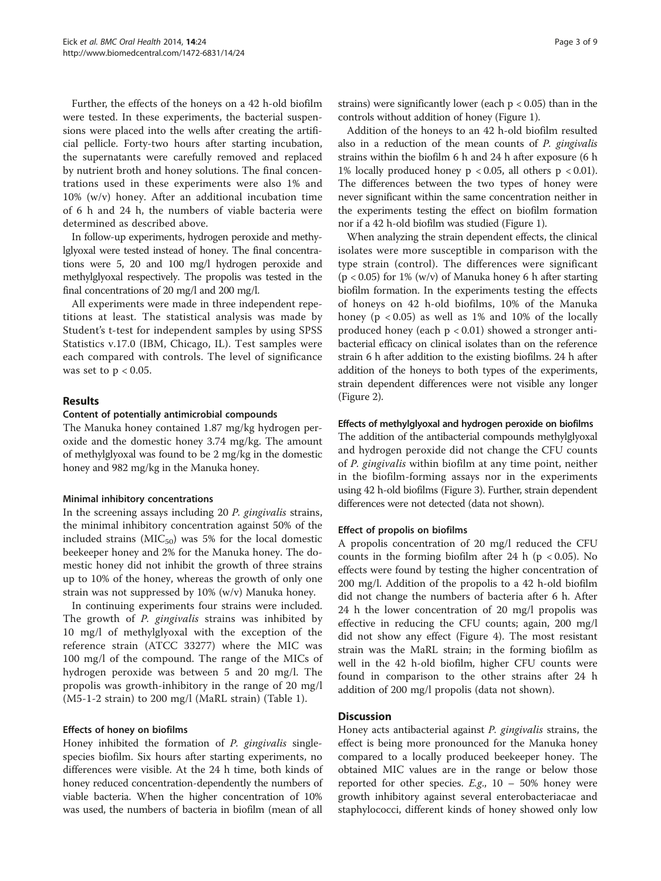Further, the effects of the honeys on a 42 h-old biofilm were tested. In these experiments, the bacterial suspensions were placed into the wells after creating the artificial pellicle. Forty-two hours after starting incubation, the supernatants were carefully removed and replaced by nutrient broth and honey solutions. The final concentrations used in these experiments were also 1% and 10% (w/v) honey. After an additional incubation time of 6 h and 24 h, the numbers of viable bacteria were determined as described above.

In follow-up experiments, hydrogen peroxide and methylglyoxal were tested instead of honey. The final concentrations were 5, 20 and 100 mg/l hydrogen peroxide and methylglyoxal respectively. The propolis was tested in the final concentrations of 20 mg/l and 200 mg/l.

All experiments were made in three independent repetitions at least. The statistical analysis was made by Student's t-test for independent samples by using SPSS Statistics v.17.0 (IBM, Chicago, IL). Test samples were each compared with controls. The level of significance was set to $p < 0.05$.

## Results

### Content of potentially antimicrobial compounds

The Manuka honey contained 1.87 mg/kg hydrogen peroxide and the domestic honey 3.74 mg/kg. The amount of methylglyoxal was found to be 2 mg/kg in the domestic honey and 982 mg/kg in the Manuka honey.

### Minimal inhibitory concentrations

In the screening assays including 20 *P. gingivalis* strains, the minimal inhibitory concentration against 50% of the included strains ($MIC_{50}$) was 5% for the local domestic beekeeper honey and 2% for the Manuka honey. The domestic honey did not inhibit the growth of three strains up to 10% of the honey, whereas the growth of only one strain was not suppressed by 10% (w/v) Manuka honey.

In continuing experiments four strains were included. The growth of *P. gingivalis* strains was inhibited by 10 mg/l of methylglyoxal with the exception of the reference strain (ATCC 33277) where the MIC was 100 mg/l of the compound. The range of the MICs of hydrogen peroxide was between 5 and 20 mg/l. The propolis was growth-inhibitory in the range of 20 mg/l (M5-1-2 strain) to 200 mg/l (MaRL strain) (Table 1).

### Effects of honey on biofilms

Honey inhibited the formation of *P. gingivalis* single-species biofilm. Six hours after starting experiments, no differences were visible. At the 24 h time, both kinds of honey reduced concentration-dependently the numbers of viable bacteria. When the higher concentration of 10% was used, the numbers of bacteria in biofilm (mean of all strains) were significantly lower (each $p < 0.05$) than in the controls without addition of honey (Figure 1).

Addition of the honeys to an 42 h-old biofilm resulted also in a reduction of the mean counts of *P. gingivalis* strains within the biofilm 6 h and 24 h after exposure (6 h 1% locally produced honey $p < 0.05$, all others $p < 0.01$). The differences between the two types of honey were never significant within the same concentration neither in the experiments testing the effect on biofilm formation nor if a 42 h-old biofilm was studied (Figure 1).

When analyzing the strain dependent effects, the clinical isolates were more susceptible in comparison with the type strain (control). The differences were significant ($p < 0.05$) for 1% (w/v) of Manuka honey 6 h after starting biofilm formation. In the experiments testing the effects of honeys on 42 h-old biofilms, 10% of the Manuka honey ($p < 0.05$) as well as 1% and 10% of the locally produced honey (each $p < 0.01$) showed a stronger antibacterial efficacy on clinical isolates than on the reference strain 6 h after addition to the existing biofilms. 24 h after addition of the honeys to both types of the experiments, strain dependent differences were not visible any longer (Figure 2).

### Effects of methylglyoxal and hydrogen peroxide on biofilms

The addition of the antibacterial compounds methylglyoxal and hydrogen peroxide did not change the CFU counts of *P. gingivalis* within biofilm at any time point, neither in the biofilm-forming assays nor in the experiments using 42 h-old biofilms (Figure 3). Further, strain dependent differences were not detected (data not shown).

### Effect of propolis on biofilms

A propolis concentration of 20 mg/l reduced the CFU counts in the forming biofilm after 24 h ($p < 0.05$). No effects were found by testing the higher concentration of 200 mg/l. Addition of the propolis to a 42 h-old biofilm did not change the numbers of bacteria after 6 h. After 24 h the lower concentration of 20 mg/l propolis was effective in reducing the CFU counts; again, 200 mg/l did not show any effect (Figure 4). The most resistant strain was the MaRL strain; in the forming biofilm as well in the 42 h-old biofilm, higher CFU counts were found in comparison to the other strains after 24 h addition of 200 mg/l propolis (data not shown).

## Discussion

Honey acts antibacterial against *P. gingivalis* strains, the effect is being more pronounced for the Manuka honey compared to a locally produced beekeeper honey. The obtained MIC values are in the range or below those reported for other species. *E.g.*, 10 – 50% honey were growth inhibitory against several enterobacteriacae and staphylococci, different kinds of honey showed only low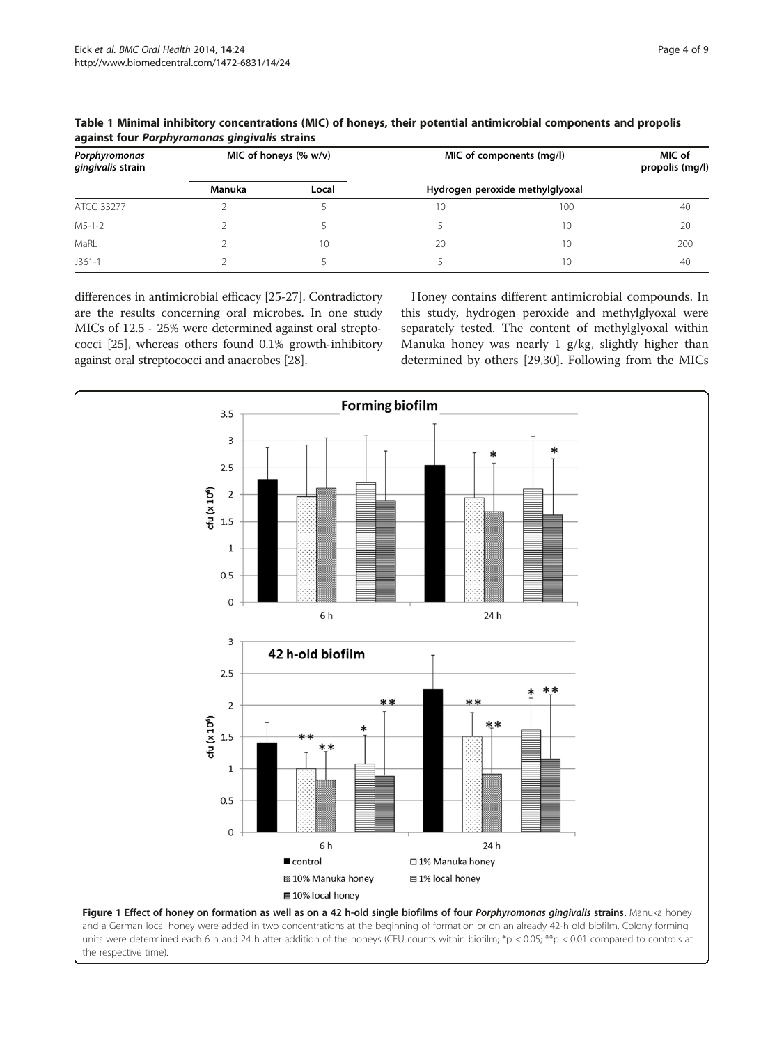**Table 1 Minimal inhibitory concentrations (MIC) of honeys, their potential antimicrobial components and propolis against four *Porphyromonas gingivalis* strains**

| *Porphyromonas gingivalis* strain | MIC of honeys (% w/v) | | MIC of components (mg/l) | | MIC of propolis (mg/l) |
|---|---|---|---|---|---|
| | Manuka | Local | Hydrogen peroxide | methylglyoxal | |
| ATCC 33277 | 2 | 5 | 10 | 100 | 40 |
| M5-1-2 | 2 | 5 | 5 | 10 | 20 |
| MaRL | 2 | 10 | 20 | 10 | 200 |
| J361-1 | 2 | 5 | 5 | 10 | 40 |

differences in antimicrobial efficacy [25-27]. Contradictory are the results concerning oral microbes. In one study MICs of 12.5 - 25% were determined against oral streptococci [25], whereas others found 0.1% growth-inhibitory against oral streptococci and anaerobes [28].

Honey contains different antimicrobial compounds. In this study, hydrogen peroxide and methylglyoxal were separately tested. The content of methylglyoxal within Manuka honey was nearly 1 g/kg, slightly higher than determined by others [29,30]. Following from the MICs

**Figure 1 Effect of honey on formation as well as on a 42 h-old single biofilms of four *Porphyromonas gingivalis* strains.** Manuka honey and a German local honey were added in two concentrations at the beginning of formation or on an already 42-h old biofilm. Colony forming units were determined each 6 h and 24 h after addition of the honeys (CFU counts within biofilm; *p < 0.05; **p < 0.01 compared to controls at the respective time).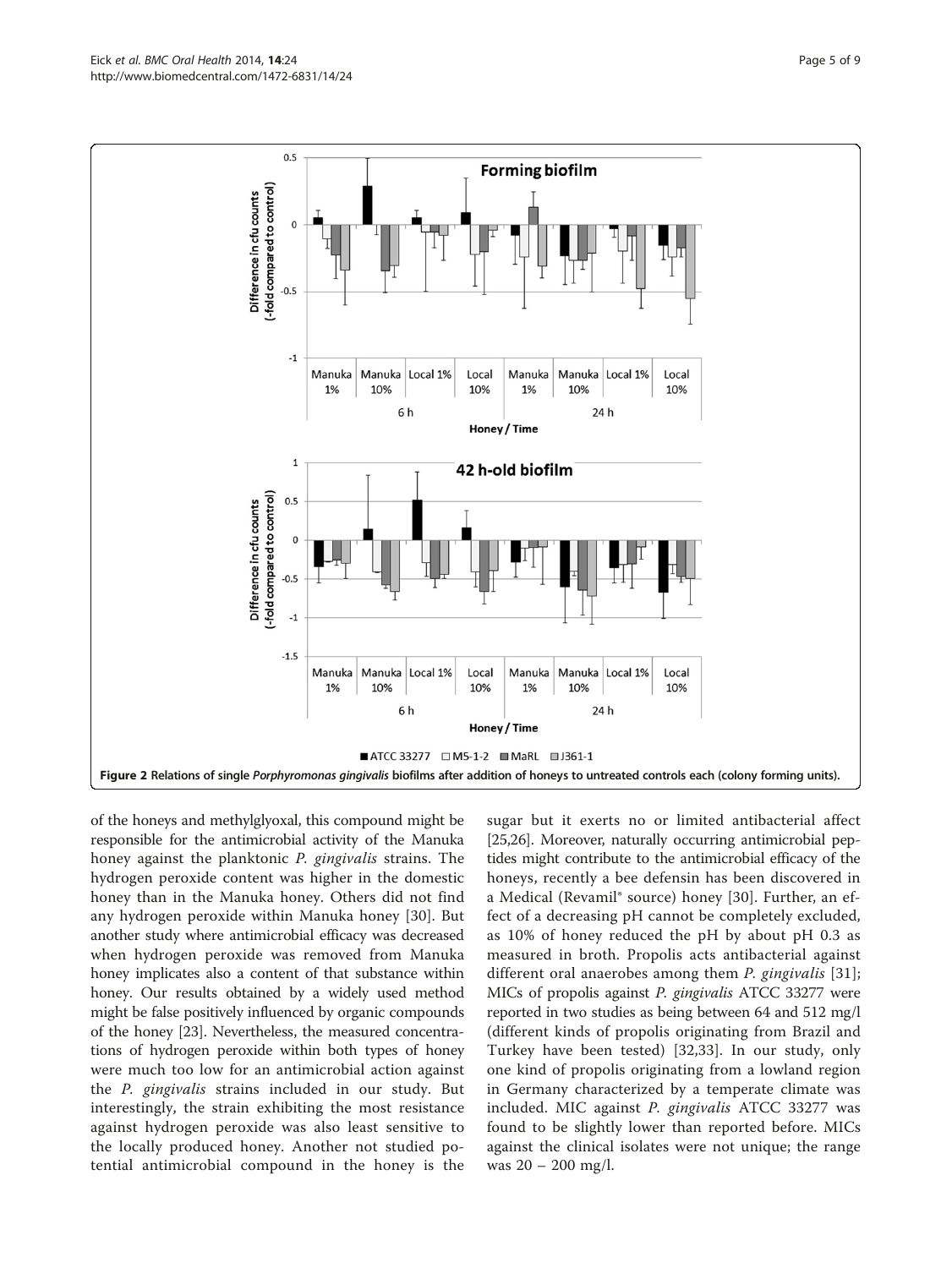Figure 2 Relations of single *Porphyromonas gingivalis* biofilms after addition of honeys to untreated controls each (colony forming units).

of the honeys and methylglyoxal, this compound might be responsible for the antimicrobial activity of the Manuka honey against the planktonic *P. gingivalis* strains. The hydrogen peroxide content was higher in the domestic honey than in the Manuka honey. Others did not find any hydrogen peroxide within Manuka honey [30]. But another study where antimicrobial efficacy was decreased when hydrogen peroxide was removed from Manuka honey implicates also a content of that substance within honey. Our results obtained by a widely used method might be false positively influenced by organic compounds of the honey [23]. Nevertheless, the measured concentrations of hydrogen peroxide within both types of honey were much too low for an antimicrobial action against the *P. gingivalis* strains included in our study. But interestingly, the strain exhibiting the most resistance against hydrogen peroxide was also least sensitive to the locally produced honey. Another not studied potential antimicrobial compound in the honey is the sugar but it exerts no or limited antibacterial affect [25,26]. Moreover, naturally occurring antimicrobial peptides might contribute to the antimicrobial efficacy of the honeys, recently a bee defensin has been discovered in a Medical (Revamil® source) honey [30]. Further, an effect of a decreasing pH cannot be completely excluded, as 10% of honey reduced the pH by about pH 0.3 as measured in broth. Propolis acts antibacterial against different oral anaerobes among them *P. gingivalis* [31]; MICs of propolis against *P. gingivalis* ATCC 33277 were reported in two studies as being between 64 and 512 mg/l (different kinds of propolis originating from Brazil and Turkey have been tested) [32,33]. In our study, only one kind of propolis originating from a lowland region in Germany characterized by a temperate climate was included. MIC against *P. gingivalis* ATCC 33277 was found to be slightly lower than reported before. MICs against the clinical isolates were not unique; the range was 20 – 200 mg/l.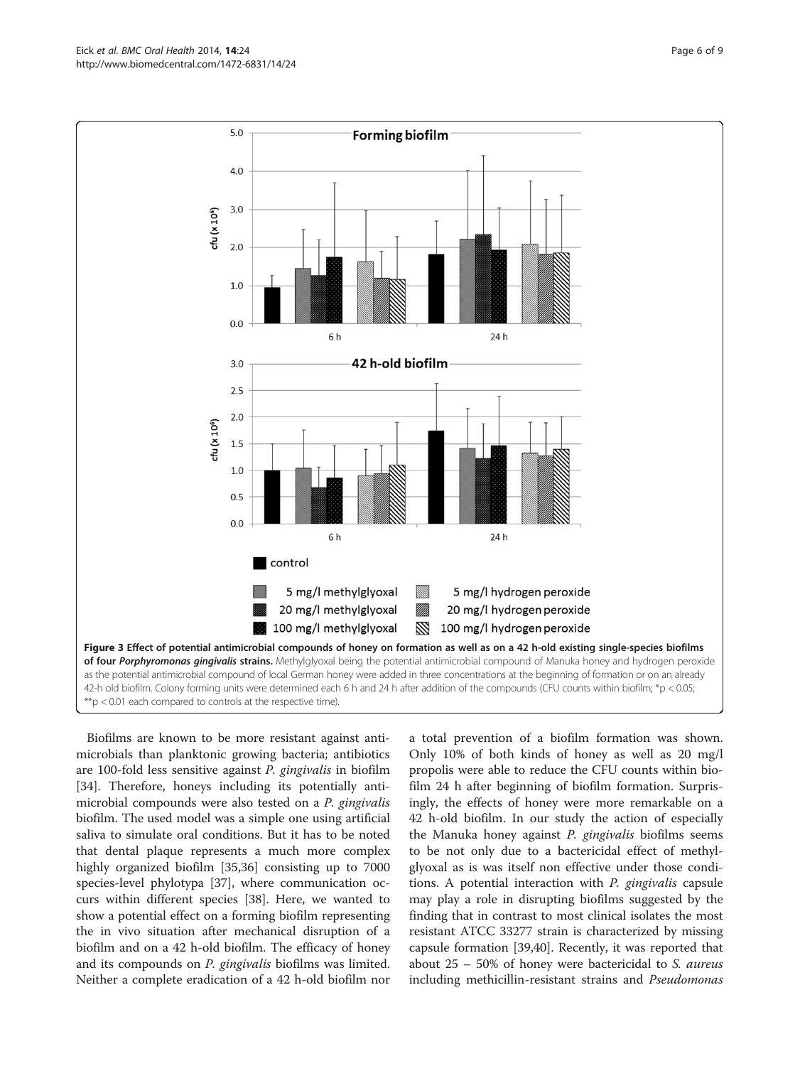**Figure 3 Effect of potential antimicrobial compounds of honey on formation as well as on a 42 h-old existing single-species biofilms of four *Porphyromonas gingivalis* strains.** Methylglyoxal being the potential antimicrobial compound of Manuka honey and hydrogen peroxide as the potential antimicrobial compound of local German honey were added in three concentrations at the beginning of formation or on an already 42-h old biofilm. Colony forming units were determined each 6 h and 24 h after addition of the compounds (CFU counts within biofilm; *p < 0.05; **p < 0.01 each compared to controls at the respective time).

Biofilms are known to be more resistant against antimicrobials than planktonic growing bacteria; antibiotics are 100-fold less sensitive against *P. gingivalis* in biofilm [34]. Therefore, honeys including its potentially antimicrobial compounds were also tested on a *P. gingivalis* biofilm. The used model was a simple one using artificial saliva to simulate oral conditions. But it has to be noted that dental plaque represents a much more complex highly organized biofilm [35,36] consisting up to 7000 species-level phylotypa [37], where communication occurs within different species [38]. Here, we wanted to show a potential effect on a forming biofilm representing the in vivo situation after mechanical disruption of a biofilm and on a 42 h-old biofilm. The efficacy of honey and its compounds on *P. gingivalis* biofilms was limited. Neither a complete eradication of a 42 h-old biofilm nor a total prevention of a biofilm formation was shown. Only 10% of both kinds of honey as well as 20 mg/l propolis were able to reduce the CFU counts within biofilm 24 h after beginning of biofilm formation. Surprisingly, the effects of honey were more remarkable on a 42 h-old biofilm. In our study the action of especially the Manuka honey against *P. gingivalis* biofilms seems to be not only due to a bactericidal effect of methylglyoxal as is was itself non effective under those conditions. A potential interaction with *P. gingivalis* capsule may play a role in disrupting biofilms suggested by the finding that in contrast to most clinical isolates the most resistant ATCC 33277 strain is characterized by missing capsule formation [39,40]. Recently, it was reported that about 25 – 50% of honey were bactericidal to *S. aureus* including methicillin-resistant strains and *Pseudomonas*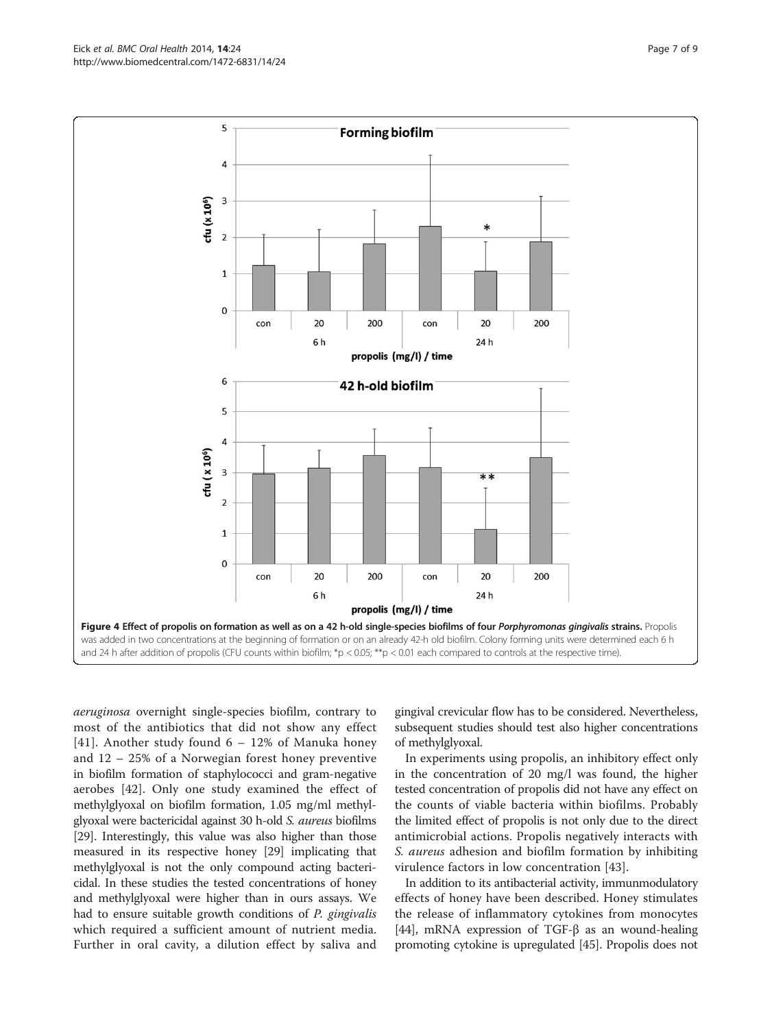**Figure 4 Effect of propolis on formation as well as on a 42 h-old single-species biofilms of four *Porphyromonas gingivalis* strains.** Propolis was added in two concentrations at the beginning of formation or on an already 42-h old biofilm. Colony forming units were determined each 6 h and 24 h after addition of propolis (CFU counts within biofilm; *p < 0.05; **p < 0.01 each compared to controls at the respective time).

*aeruginosa* overnight single-species biofilm, contrary to most of the antibiotics that did not show any effect [41]. Another study found 6 – 12% of Manuka honey and 12 – 25% of a Norwegian forest honey preventive in biofilm formation of staphylococci and gram-negative aerobes [42]. Only one study examined the effect of methylglyoxal on biofilm formation, 1.05 mg/ml methylglyoxal were bactericidal against 30 h-old *S. aureus* biofilms [29]. Interestingly, this value was also higher than those measured in its respective honey [29] implicating that methylglyoxal is not the only compound acting bactericidal. In these studies the tested concentrations of honey and methylglyoxal were higher than in ours assays. We had to ensure suitable growth conditions of *P. gingivalis* which required a sufficient amount of nutrient media. Further in oral cavity, a dilution effect by saliva and gingival crevicular flow has to be considered. Nevertheless, subsequent studies should test also higher concentrations of methylglyoxal.

In experiments using propolis, an inhibitory effect only in the concentration of 20 mg/l was found, the higher tested concentration of propolis did not have any effect on the counts of viable bacteria within biofilms. Probably the limited effect of propolis is not only due to the direct antimicrobial actions. Propolis negatively interacts with *S. aureus* adhesion and biofilm formation by inhibiting virulence factors in low concentration [43].

In addition to its antibacterial activity, immunmodulatory effects of honey have been described. Honey stimulates the release of inflammatory cytokines from monocytes [44], mRNA expression of TGF-β as an wound-healing promoting cytokine is upregulated [45]. Propolis does not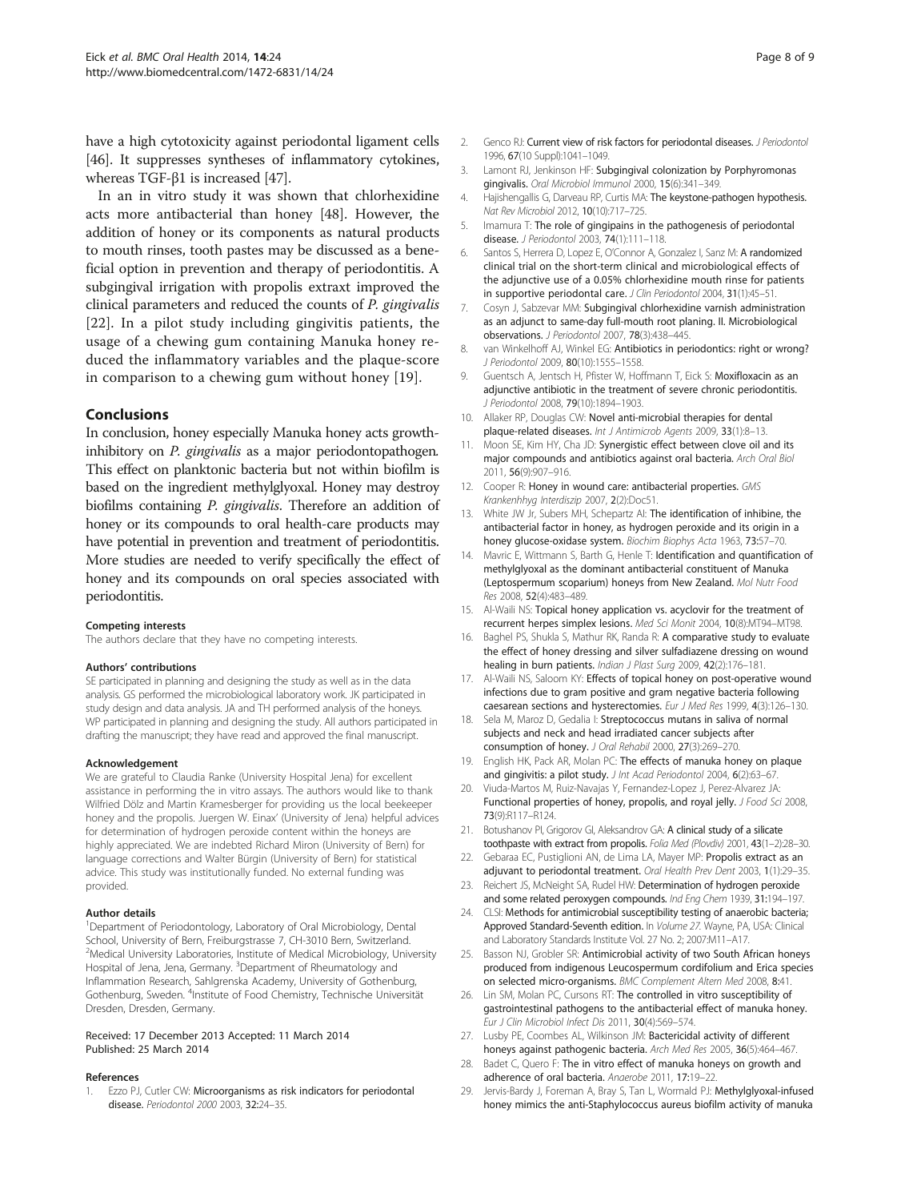have a high cytotoxicity against periodontal ligament cells [46]. It suppresses syntheses of inflammatory cytokines, whereas TGF-β1 is increased [47].

In an in vitro study it was shown that chlorhexidine acts more antibacterial than honey [48]. However, the addition of honey or its components as natural products to mouth rinses, tooth pastes may be discussed as a beneficial option in prevention and therapy of periodontitis. A subgingival irrigation with propolis extraxt improved the clinical parameters and reduced the counts of *P. gingivalis* [22]. In a pilot study including gingivitis patients, the usage of a chewing gum containing Manuka honey reduced the inflammatory variables and the plaque-score in comparison to a chewing gum without honey [19].

## Conclusions

In conclusion, honey especially Manuka honey acts growth-inhibitory on *P. gingivalis* as a major periodontopathogen. This effect on planktonic bacteria but not within biofilm is based on the ingredient methylglyoxal. Honey may destroy biofilms containing *P. gingivalis*. Therefore an addition of honey or its compounds to oral health-care products may have potential in prevention and treatment of periodontitis. More studies are needed to verify specifically the effect of honey and its compounds on oral species associated with periodontitis.

#### Competing interests

The authors declare that they have no competing interests.

#### Authors' contributions

SE participated in planning and designing the study as well as in the data analysis. GS performed the microbiological laboratory work. JK participated in study design and data analysis. JA and TH performed analysis of the honeys. WP participated in planning and designing the study. All authors participated in drafting the manuscript; they have read and approved the final manuscript.

#### Acknowledgement

We are grateful to Claudia Ranke (University Hospital Jena) for excellent assistance in performing the in vitro assays. The authors would like to thank Wilfried Dölz and Martin Kramesberger for providing us the local beekeeper honey and the propolis. Juergen W. Einax' (University of Jena) helpful advices for determination of hydrogen peroxide content within the honeys are highly appreciated. We are indebted Richard Miron (University of Bern) for language corrections and Walter Bürgin (University of Bern) for statistical advice. This study was institutionally funded. No external funding was provided.

#### Author details

[1]Department of Periodontology, Laboratory of Oral Microbiology, Dental School, University of Bern, Freiburgstrasse 7, CH-3010 Bern, Switzerland. [2]Medical University Laboratories, Institute of Medical Microbiology, University Hospital of Jena, Jena, Germany. [3]Department of Rheumatology and Inflammation Research, Sahlgrenska Academy, University of Gothenburg, Gothenburg, Sweden. [4]Institute of Food Chemistry, Technische Universität Dresden, Dresden, Germany.

Received: 17 December 2013 Accepted: 11 March 2014
Published: 25 March 2014

#### References

1. Ezzo PJ, Cutler CW: **Microorganisms as risk indicators for periodontal disease.** *Periodontol 2000* 2003, **32**:24–35.
2. Genco RJ: **Current view of risk factors for periodontal diseases.** *J Periodontol* 1996, **67**(10 Suppl):1041–1049.
3. Lamont RJ, Jenkinson HF: **Subgingival colonization by Porphyromonas gingivalis.** *Oral Microbiol Immunol* 2000, **15**(6):341–349.
4. Hajishengallis G, Darveau RP, Curtis MA: **The keystone-pathogen hypothesis.** *Nat Rev Microbiol* 2012, **10**(10):717–725.
5. Imamura T: **The role of gingipains in the pathogenesis of periodontal disease.** *J Periodontol* 2003, **74**(1):111–118.
6. Santos S, Herrera D, Lopez E, O'Connor A, Gonzalez I, Sanz M: **A randomized clinical trial on the short-term clinical and microbiological effects of the adjunctive use of a 0.05% chlorhexidine mouth rinse for patients in supportive periodontal care.** *J Clin Periodontol* 2004, **31**(1):45–51.
7. Cosyn J, Sabzevar MM: **Subgingival chlorhexidine varnish administration as an adjunct to same-day full-mouth root planing. II. Microbiological observations.** *J Periodontol* 2007, **78**(3):438–445.
8. van Winkelhoff AJ, Winkel EG: **Antibiotics in periodontics: right or wrong?** *J Periodontol* 2009, **80**(10):1555–1558.
9. Guentsch A, Jentsch H, Pfister W, Hoffmann T, Eick S: **Moxifloxacin as an adjunctive antibiotic in the treatment of severe chronic periodontitis.** *J Periodontol* 2008, **79**(10):1894–1903.
10. Allaker RP, Douglas CW: **Novel anti-microbial therapies for dental plaque-related diseases.** *Int J Antimicrob Agents* 2009, **33**(1):8–13.
11. Moon SE, Kim HY, Cha JD: **Synergistic effect between clove oil and its major compounds and antibiotics against oral bacteria.** *Arch Oral Biol* 2011, **56**(9):907–916.
12. Cooper R: **Honey in wound care: antibacterial properties.** *GMS Krankenhhyg Interdiszip* 2007, **2**(2):Doc51.
13. White JW Jr, Subers MH, Schepartz AI: **The identification of inhibine, the antibacterial factor in honey, as hydrogen peroxide and its origin in a honey glucose-oxidase system.** *Biochim Biophys Acta* 1963, **73**:57–70.
14. Mavric E, Wittmann S, Barth G, Henle T: **Identification and quantification of methylglyoxal as the dominant antibacterial constituent of Manuka (Leptospermum scoparium) honeys from New Zealand.** *Mol Nutr Food Res* 2008, **52**(4):483–489.
15. Al-Waili NS: **Topical honey application vs. acyclovir for the treatment of recurrent herpes simplex lesions.** *Med Sci Monit* 2004, **10**(8):MT94–MT98.
16. Baghel PS, Shukla S, Mathur RK, Randa R: **A comparative study to evaluate the effect of honey dressing and silver sulfadiazene dressing on wound healing in burn patients.** *Indian J Plast Surg* 2009, **42**(2):176–181.
17. Al-Waili NS, Saloom KY: **Effects of topical honey on post-operative wound infections due to gram positive and gram negative bacteria following caesarean sections and hysterectomies.** *Eur J Med Res* 1999, **4**(3):126–130.
18. Sela M, Maroz D, Gedalia I: **Streptococcus mutans in saliva of normal subjects and neck and head irradiated cancer subjects after consumption of honey.** *J Oral Rehabil* 2000, **27**(3):269–270.
19. English HK, Pack AR, Molan PC: **The effects of manuka honey on plaque and gingivitis: a pilot study.** *J Int Acad Periodontol* 2004, **6**(2):63–67.
20. Viuda-Martos M, Ruiz-Navajas Y, Fernandez-Lopez J, Perez-Alvarez JA: **Functional properties of honey, propolis, and royal jelly.** *J Food Sci* 2008, **73**(9):R117–R124.
21. Botushanov PI, Grigorov GI, Aleksandrov GA: **A clinical study of a silicate toothpaste with extract from propolis.** *Folia Med (Plovdiv)* 2001, **43**(1–2):28–30.
22. Gebaraa EC, Pustiglioni AN, de Lima LA, Mayer MP: **Propolis extract as an adjuvant to periodontal treatment.** *Oral Health Prev Dent* 2003, **1**(1):29–35.
23. Reichert JS, McNeight SA, Rudel HW: **Determination of hydrogen peroxide and some related peroxygen compounds.** *Ind Eng Chem* 1939, **31**:194–197.
24. CLSI: **Methods for antimicrobial susceptibility testing of anaerobic bacteria; Approved Standard-Seventh edition.** In *Volume 27*. Wayne, PA, USA: Clinical and Laboratory Standards Institute Vol. 27 No. 2; 2007:M11–A17.
25. Basson NJ, Grobler SR: **Antimicrobial activity of two South African honeys produced from indigenous Leucospermum cordifolium and Erica species on selected micro-organisms.** *BMC Complement Altern Med* 2008, **8**:41.
26. Lin SM, Molan PC, Cursons RT: **The controlled in vitro susceptibility of gastrointestinal pathogens to the antibacterial effect of manuka honey.** *Eur J Clin Microbiol Infect Dis* 2011, **30**(4):569–574.
27. Lusby PE, Coombes AL, Wilkinson JM: **Bactericidal activity of different honeys against pathogenic bacteria.** *Arch Med Res* 2005, **36**(5):464–467.
28. Badet C, Quero F: **The in vitro effect of manuka honeys on growth and adherence of oral bacteria.** *Anaerobe* 2011, **17**:19–22.
29. Jervis-Bardy J, Foreman A, Bray S, Tan L, Wormald PJ: **Methylglyoxal-infused honey mimics the anti-Staphylococcus aureus biofilm activity of manuka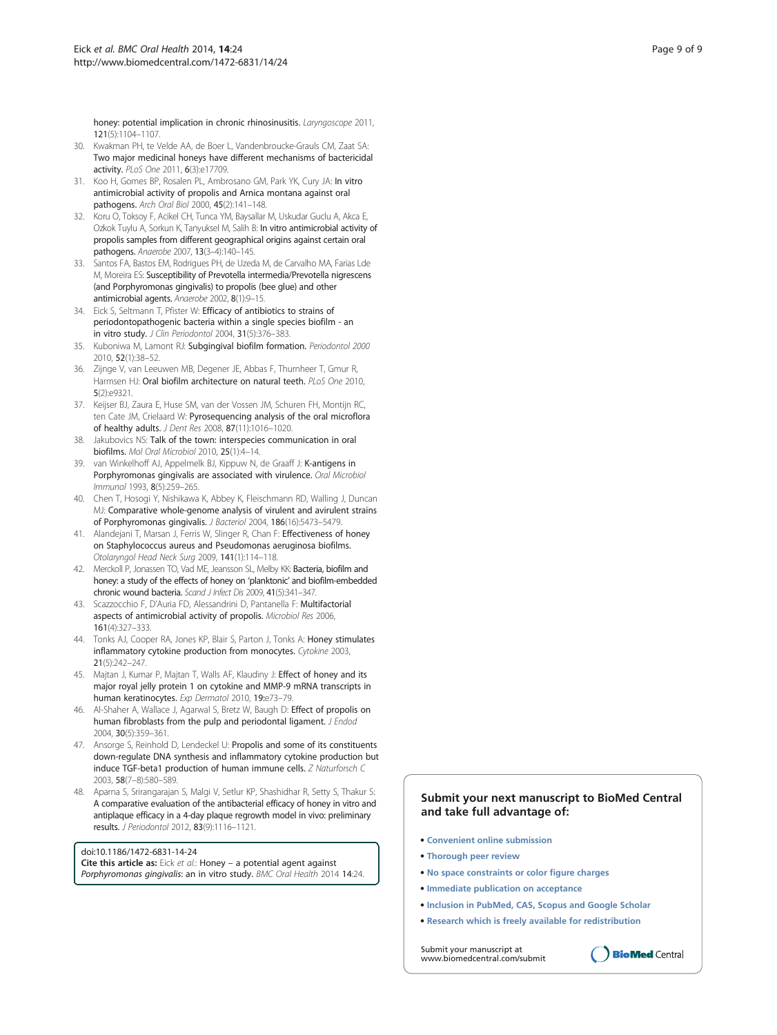honey: potential implication in chronic rhinosinusitis. *Laryngoscope* 2011, **121**(5):1104–1107.

30. Kwakman PH, te Velde AA, de Boer L, Vandenbroucke-Grauls CM, Zaat SA: **Two major medicinal honeys have different mechanisms of bactericidal activity.** *PLoS One* 2011, **6**(3):e17709.
31. Koo H, Gomes BP, Rosalen PL, Ambrosano GM, Park YK, Cury JA: **In vitro antimicrobial activity of propolis and Arnica montana against oral pathogens.** *Arch Oral Biol* 2000, **45**(2):141–148.
32. Koru O, Toksoy F, Acikel CH, Tunca YM, Baysallar M, Uskudar Guclu A, Akca E, Ozkok Tuylu A, Sorkun K, Tanyuksel M, Salih B: **In vitro antimicrobial activity of propolis samples from different geographical origins against certain oral pathogens.** *Anaerobe* 2007, **13**(3–4):140–145.
33. Santos FA, Bastos EM, Rodrigues PH, de Uzeda M, de Carvalho MA, Farias Lde M, Moreira ES: **Susceptibility of Prevotella intermedia/Prevotella nigrescens (and Porphyromonas gingivalis) to propolis (bee glue) and other antimicrobial agents.** *Anaerobe* 2002, **8**(1):9–15.
34. Eick S, Seltmann T, Pfister W: **Efficacy of antibiotics to strains of periodontopathogenic bacteria within a single species biofilm - an in vitro study.** *J Clin Periodontol* 2004, **31**(5):376–383.
35. Kuboniwa M, Lamont RJ: **Subgingival biofilm formation.** *Periodontol 2000* 2010, **52**(1):38–52.
36. Zijnge V, van Leeuwen MB, Degener JE, Abbas F, Thurnheer T, Gmur R, Harmsen HJ: **Oral biofilm architecture on natural teeth.** *PLoS One* 2010, **5**(2):e9321.
37. Keijser BJ, Zaura E, Huse SM, van der Vossen JM, Schuren FH, Montijn RC, ten Cate JM, Crielaard W: **Pyrosequencing analysis of the oral microflora of healthy adults.** *J Dent Res* 2008, **87**(11):1016–1020.
38. Jakubovics NS: **Talk of the town: interspecies communication in oral biofilms.** *Mol Oral Microbiol* 2010, **25**(1):4–14.
39. van Winkelhoff AJ, Appelmelk BJ, Kippuw N, de Graaff J: **K-antigens in Porphyromonas gingivalis are associated with virulence.** *Oral Microbiol Immunol* 1993, **8**(5):259–265.
40. Chen T, Hosogi Y, Nishikawa K, Abbey K, Fleischmann RD, Walling J, Duncan MJ: **Comparative whole-genome analysis of virulent and avirulent strains of Porphyromonas gingivalis.** *J Bacteriol* 2004, **186**(16):5473–5479.
41. Alandejani T, Marsan J, Ferris W, Slinger R, Chan F: **Effectiveness of honey on Staphylococcus aureus and Pseudomonas aeruginosa biofilms.** *Otolaryngol Head Neck Surg* 2009, **141**(1):114–118.
42. Merckoll P, Jonassen TO, Vad ME, Jeansson SL, Melby KK: **Bacteria, biofilm and honey: a study of the effects of honey on 'planktonic' and biofilm-embedded chronic wound bacteria.** *Scand J Infect Dis* 2009, **41**(5):341–347.
43. Scazzocchio F, D'Auria FD, Alessandrini D, Pantanella F: **Multifactorial aspects of antimicrobial activity of propolis.** *Microbiol Res* 2006, **161**(4):327–333.
44. Tonks AJ, Cooper RA, Jones KP, Blair S, Parton J, Tonks A: **Honey stimulates inflammatory cytokine production from monocytes.** *Cytokine* 2003, **21**(5):242–247.
45. Majtan J, Kumar P, Majtan T, Walls AF, Klaudiny J: **Effect of honey and its major royal jelly protein 1 on cytokine and MMP-9 mRNA transcripts in human keratinocytes.** *Exp Dermatol* 2010, **19**:e73–79.
46. Al-Shaher A, Wallace J, Agarwal S, Bretz W, Baugh D: **Effect of propolis on human fibroblasts from the pulp and periodontal ligament.** *J Endod* 2004, **30**(5):359–361.
47. Ansorge S, Reinhold D, Lendeckel U: **Propolis and some of its constituents down-regulate DNA synthesis and inflammatory cytokine production but induce TGF-beta1 production of human immune cells.** *Z Naturforsch C* 2003, **58**(7–8):580–589.
48. Aparna S, Srirangarajan S, Malgi V, Setlur KP, Shashidhar R, Setty S, Thakur S: **A comparative evaluation of the antibacterial efficacy of honey in vitro and antiplaque efficacy in a 4-day plaque regrowth model in vivo: preliminary results.** *J Periodontol* 2012, **83**(9):1116–1121.

doi:10.1186/1472-6831-14-24

**Cite this article as:** Eick *et al.*: Honey – a potential agent against *Porphyromonas gingivalis*: an in vitro study. *BMC Oral Health* 2014 **14**:24.

**Submit your next manuscript to BioMed Central and take full advantage of:**

- **Convenient online submission**
- **Thorough peer review**
- **No space constraints or color figure charges**
- **Immediate publication on acceptance**
- **Inclusion in PubMed, CAS, Scopus and Google Scholar**
- **Research which is freely available for redistribution**

Submit your manuscript at www.biomedcentral.com/submit

BioMed Central